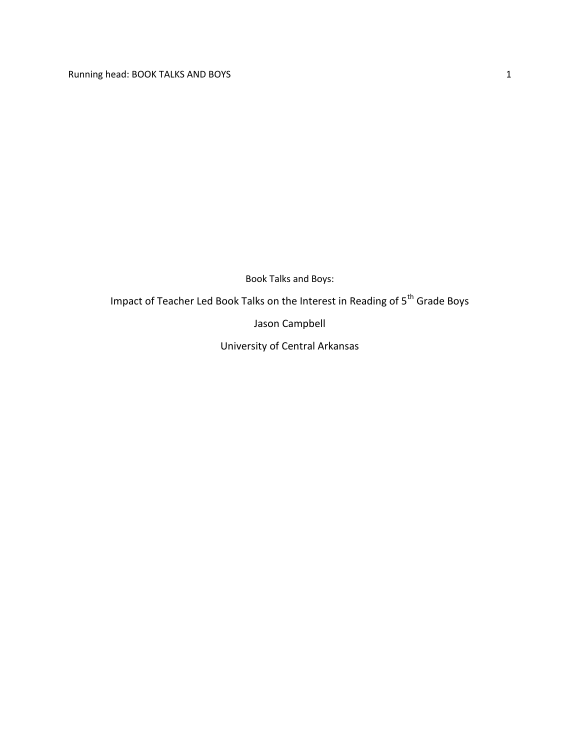Book Talks and Boys:

Impact of Teacher Led Book Talks on the Interest in Reading of 5th Grade Boys

Jason Campbell

University of Central Arkansas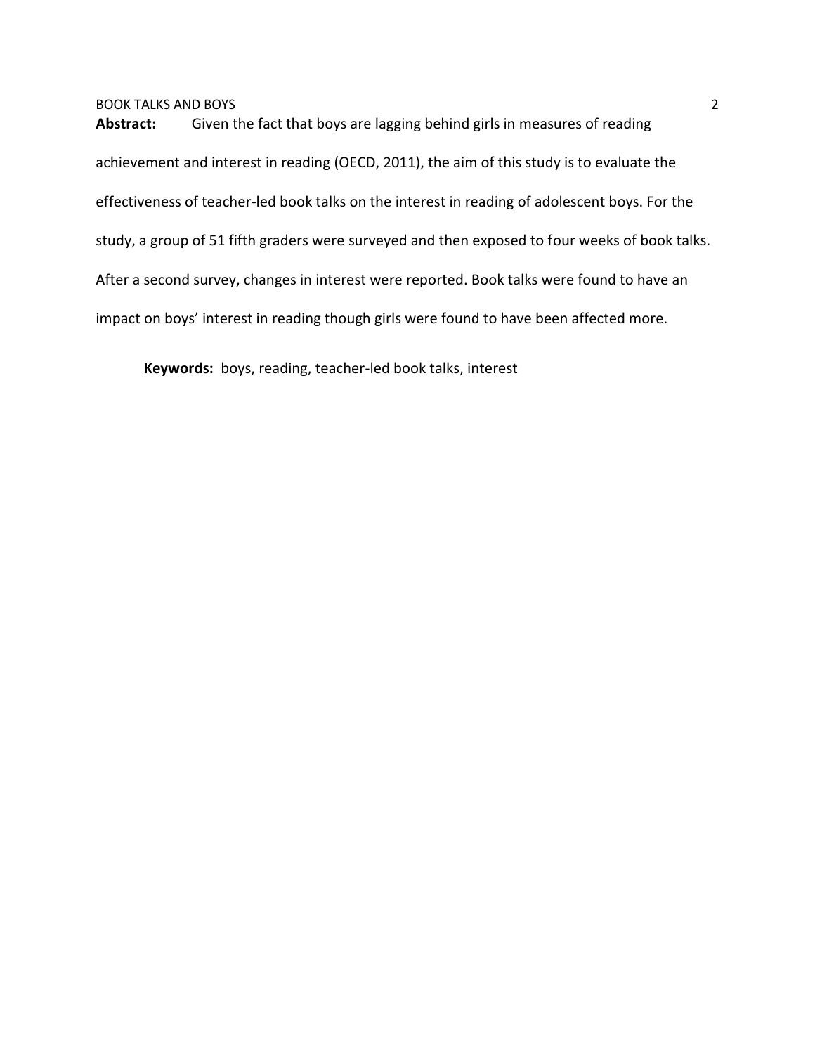**Abstract:** Given the fact that boys are lagging behind girls in measures of reading achievement and interest in reading (OECD, 2011), the aim of this study is to evaluate the effectiveness of teacher-led book talks on the interest in reading of adolescent boys. For the study, a group of 51 fifth graders were surveyed and then exposed to four weeks of book talks. After a second survey, changes in interest were reported. Book talks were found to have an impact on boys' interest in reading though girls were found to have been affected more.

**Keywords:** boys, reading, teacher-led book talks, interest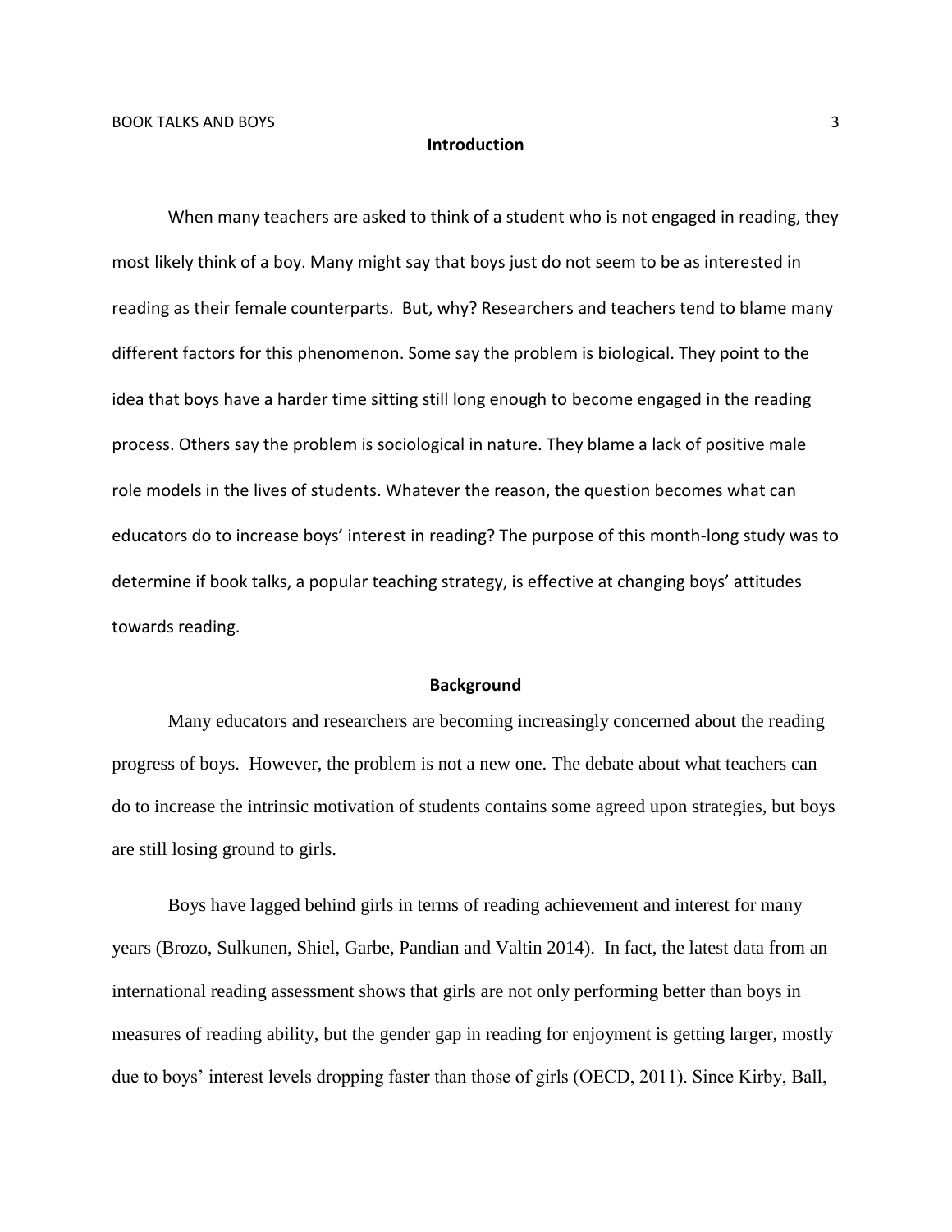## Introduction

When many teachers are asked to think of a student who is not engaged in reading, they most likely think of a boy. Many might say that boys just do not seem to be as interested in reading as their female counterparts. But, why? Researchers and teachers tend to blame many different factors for this phenomenon. Some say the problem is biological. They point to the idea that boys have a harder time sitting still long enough to become engaged in the reading process. Others say the problem is sociological in nature. They blame a lack of positive male role models in the lives of students. Whatever the reason, the question becomes what can educators do to increase boys' interest in reading? The purpose of this month-long study was to determine if book talks, a popular teaching strategy, is effective at changing boys' attitudes towards reading.

## Background

Many educators and researchers are becoming increasingly concerned about the reading progress of boys. However, the problem is not a new one. The debate about what teachers can do to increase the intrinsic motivation of students contains some agreed upon strategies, but boys are still losing ground to girls.

Boys have lagged behind girls in terms of reading achievement and interest for many years (Brozo, Sulkunen, Shiel, Garbe, Pandian and Valtin 2014). In fact, the latest data from an international reading assessment shows that girls are not only performing better than boys in measures of reading ability, but the gender gap in reading for enjoyment is getting larger, mostly due to boys' interest levels dropping faster than those of girls (OECD, 2011). Since Kirby, Ball,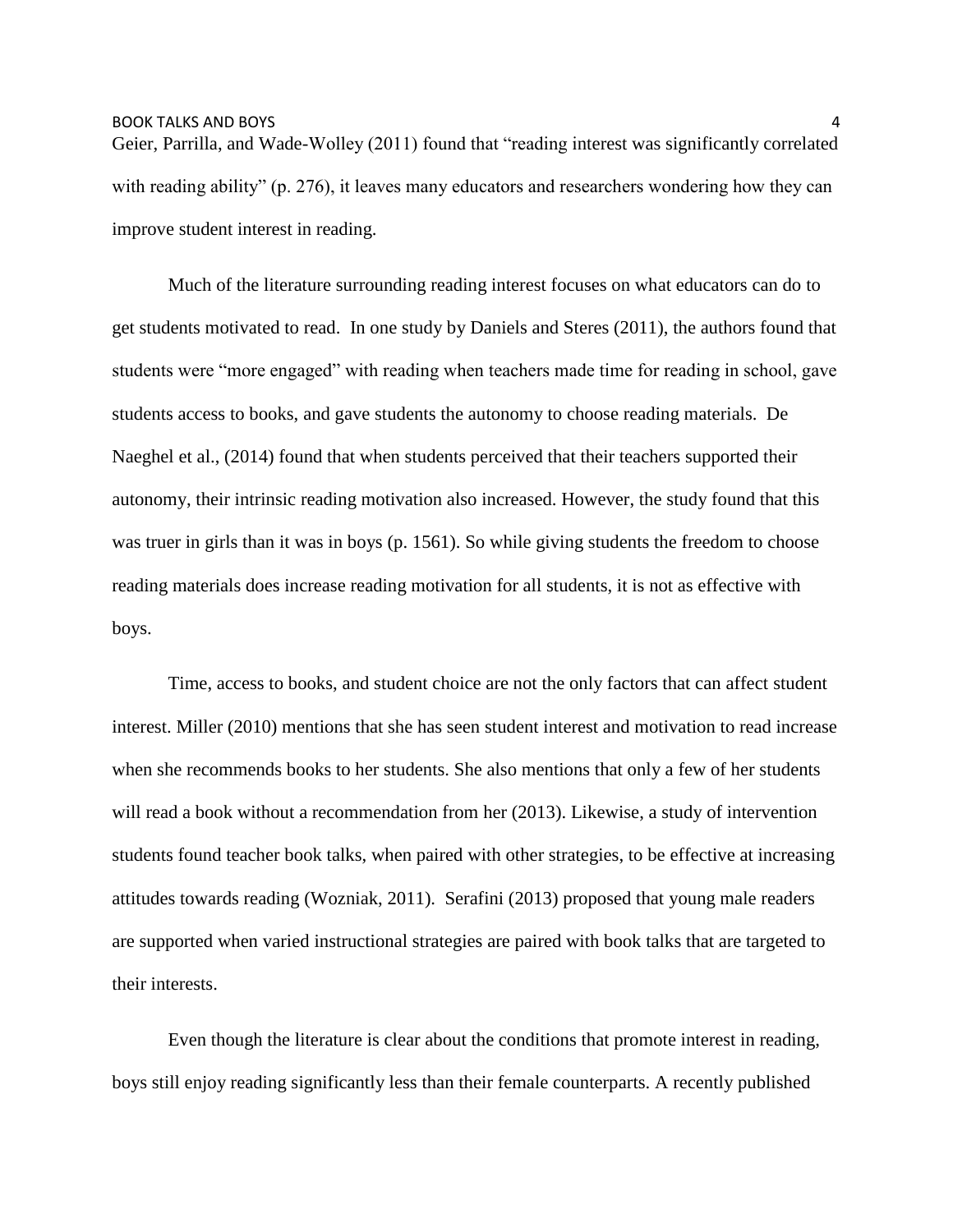Geier, Parrilla, and Wade-Wolley (2011) found that "reading interest was significantly correlated with reading ability" (p. 276), it leaves many educators and researchers wondering how they can improve student interest in reading.

Much of the literature surrounding reading interest focuses on what educators can do to get students motivated to read. In one study by Daniels and Steres (2011), the authors found that students were "more engaged" with reading when teachers made time for reading in school, gave students access to books, and gave students the autonomy to choose reading materials. De Naeghel et al., (2014) found that when students perceived that their teachers supported their autonomy, their intrinsic reading motivation also increased. However, the study found that this was truer in girls than it was in boys (p. 1561). So while giving students the freedom to choose reading materials does increase reading motivation for all students, it is not as effective with boys.

Time, access to books, and student choice are not the only factors that can affect student interest. Miller (2010) mentions that she has seen student interest and motivation to read increase when she recommends books to her students. She also mentions that only a few of her students will read a book without a recommendation from her (2013). Likewise, a study of intervention students found teacher book talks, when paired with other strategies, to be effective at increasing attitudes towards reading (Wozniak, 2011). Serafini (2013) proposed that young male readers are supported when varied instructional strategies are paired with book talks that are targeted to their interests.

Even though the literature is clear about the conditions that promote interest in reading, boys still enjoy reading significantly less than their female counterparts. A recently published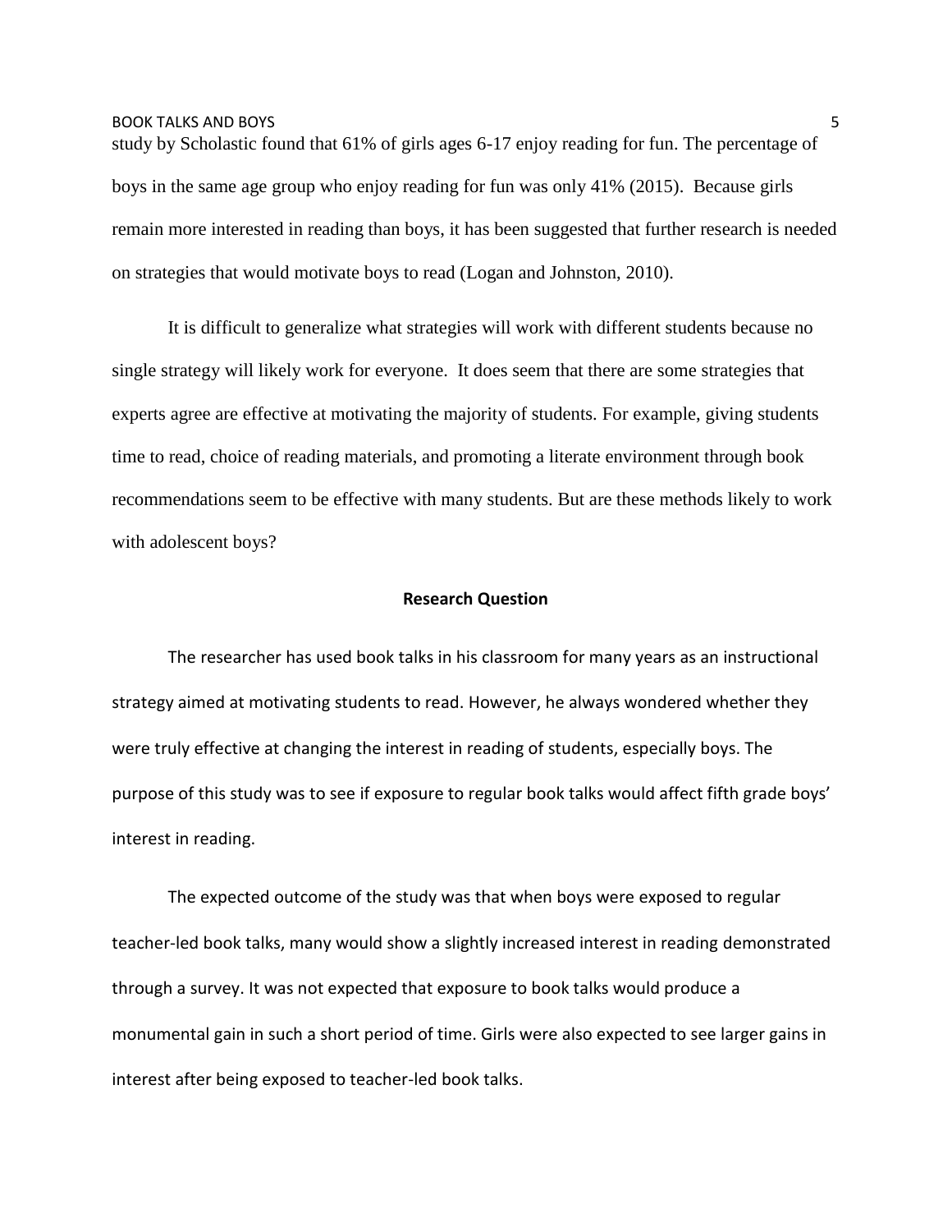study by Scholastic found that 61% of girls ages 6-17 enjoy reading for fun. The percentage of boys in the same age group who enjoy reading for fun was only 41% (2015). Because girls remain more interested in reading than boys, it has been suggested that further research is needed on strategies that would motivate boys to read (Logan and Johnston, 2010).

It is difficult to generalize what strategies will work with different students because no single strategy will likely work for everyone. It does seem that there are some strategies that experts agree are effective at motivating the majority of students. For example, giving students time to read, choice of reading materials, and promoting a literate environment through book recommendations seem to be effective with many students. But are these methods likely to work with adolescent boys?

## Research Question

The researcher has used book talks in his classroom for many years as an instructional strategy aimed at motivating students to read. However, he always wondered whether they were truly effective at changing the interest in reading of students, especially boys. The purpose of this study was to see if exposure to regular book talks would affect fifth grade boys' interest in reading.

The expected outcome of the study was that when boys were exposed to regular teacher-led book talks, many would show a slightly increased interest in reading demonstrated through a survey. It was not expected that exposure to book talks would produce a monumental gain in such a short period of time. Girls were also expected to see larger gains in interest after being exposed to teacher-led book talks.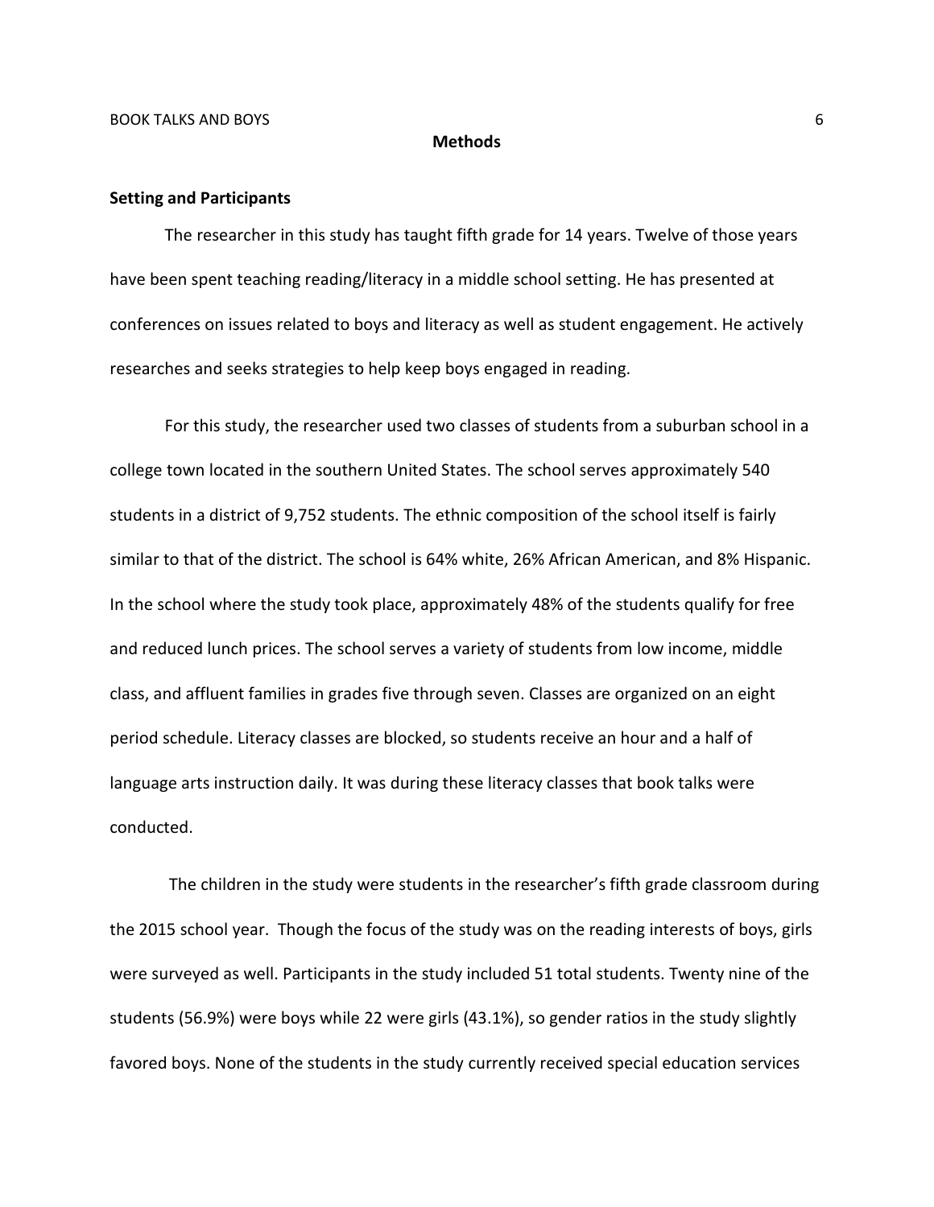## Methods

### Setting and Participants

The researcher in this study has taught fifth grade for 14 years. Twelve of those years have been spent teaching reading/literacy in a middle school setting. He has presented at conferences on issues related to boys and literacy as well as student engagement. He actively researches and seeks strategies to help keep boys engaged in reading.

For this study, the researcher used two classes of students from a suburban school in a college town located in the southern United States. The school serves approximately 540 students in a district of 9,752 students. The ethnic composition of the school itself is fairly similar to that of the district. The school is 64% white, 26% African American, and 8% Hispanic. In the school where the study took place, approximately 48% of the students qualify for free and reduced lunch prices. The school serves a variety of students from low income, middle class, and affluent families in grades five through seven. Classes are organized on an eight period schedule. Literacy classes are blocked, so students receive an hour and a half of language arts instruction daily. It was during these literacy classes that book talks were conducted.

The children in the study were students in the researcher's fifth grade classroom during the 2015 school year. Though the focus of the study was on the reading interests of boys, girls were surveyed as well. Participants in the study included 51 total students. Twenty nine of the students (56.9%) were boys while 22 were girls (43.1%), so gender ratios in the study slightly favored boys. None of the students in the study currently received special education services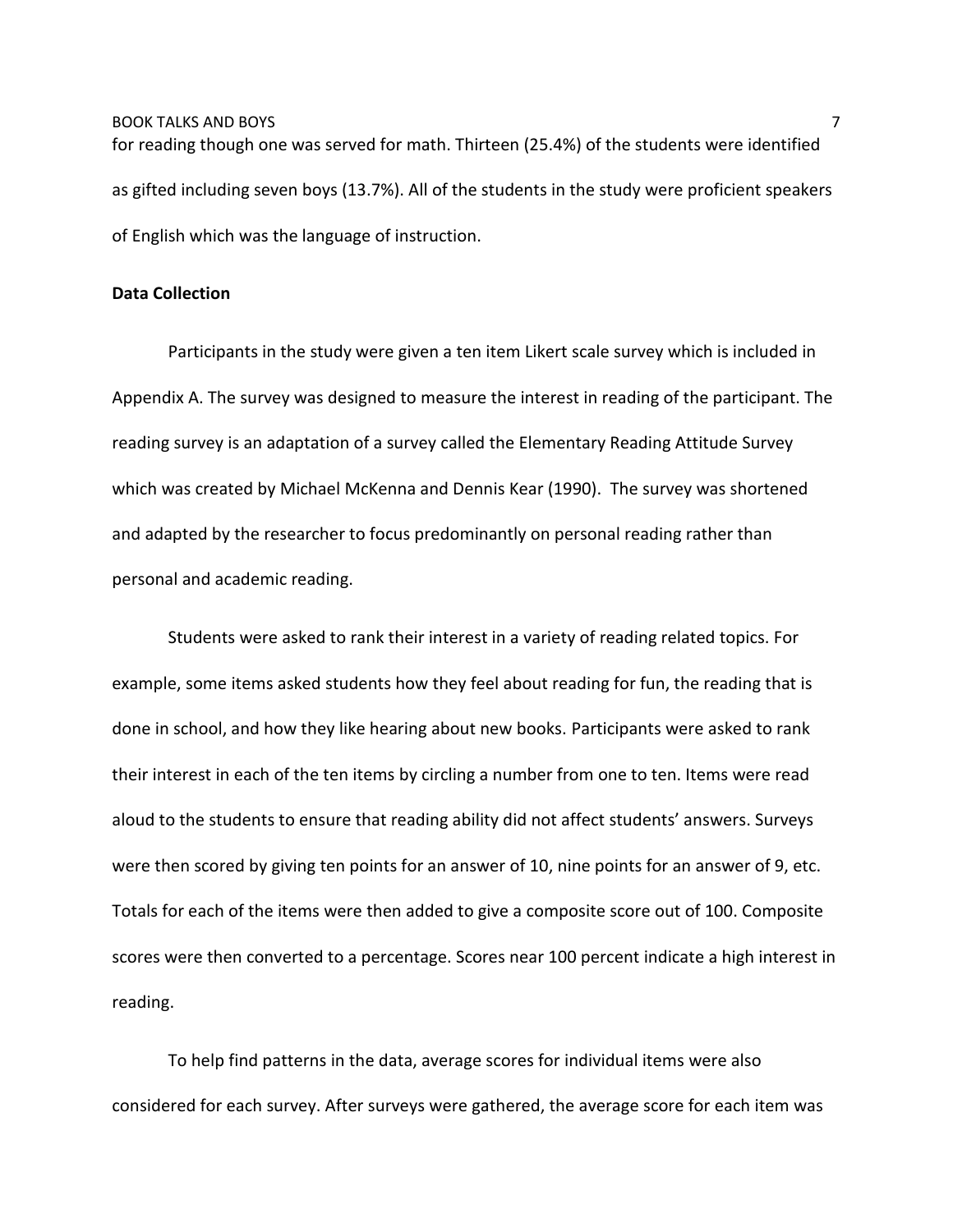for reading though one was served for math. Thirteen (25.4%) of the students were identified as gifted including seven boys (13.7%). All of the students in the study were proficient speakers of English which was the language of instruction.

**Data Collection**

Participants in the study were given a ten item Likert scale survey which is included in Appendix A. The survey was designed to measure the interest in reading of the participant. The reading survey is an adaptation of a survey called the Elementary Reading Attitude Survey which was created by Michael McKenna and Dennis Kear (1990). The survey was shortened and adapted by the researcher to focus predominantly on personal reading rather than personal and academic reading.

Students were asked to rank their interest in a variety of reading related topics. For example, some items asked students how they feel about reading for fun, the reading that is done in school, and how they like hearing about new books. Participants were asked to rank their interest in each of the ten items by circling a number from one to ten. Items were read aloud to the students to ensure that reading ability did not affect students' answers. Surveys were then scored by giving ten points for an answer of 10, nine points for an answer of 9, etc. Totals for each of the items were then added to give a composite score out of 100. Composite scores were then converted to a percentage. Scores near 100 percent indicate a high interest in reading.

To help find patterns in the data, average scores for individual items were also considered for each survey. After surveys were gathered, the average score for each item was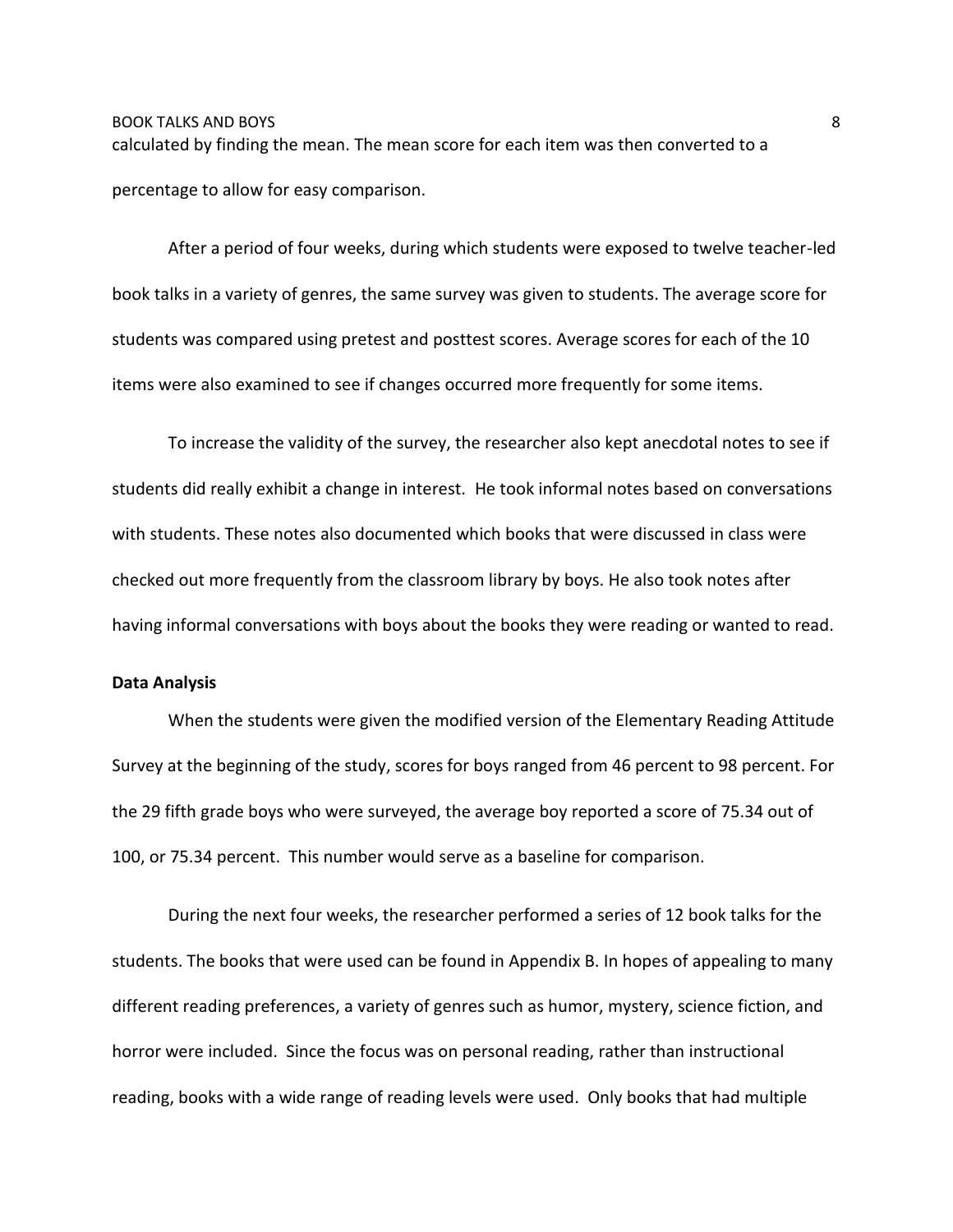calculated by finding the mean. The mean score for each item was then converted to a percentage to allow for easy comparison.

After a period of four weeks, during which students were exposed to twelve teacher-led book talks in a variety of genres, the same survey was given to students. The average score for students was compared using pretest and posttest scores. Average scores for each of the 10 items were also examined to see if changes occurred more frequently for some items.

To increase the validity of the survey, the researcher also kept anecdotal notes to see if students did really exhibit a change in interest. He took informal notes based on conversations with students. These notes also documented which books that were discussed in class were checked out more frequently from the classroom library by boys. He also took notes after having informal conversations with boys about the books they were reading or wanted to read.

**Data Analysis**

When the students were given the modified version of the Elementary Reading Attitude Survey at the beginning of the study, scores for boys ranged from 46 percent to 98 percent. For the 29 fifth grade boys who were surveyed, the average boy reported a score of 75.34 out of 100, or 75.34 percent. This number would serve as a baseline for comparison.

During the next four weeks, the researcher performed a series of 12 book talks for the students. The books that were used can be found in Appendix B. In hopes of appealing to many different reading preferences, a variety of genres such as humor, mystery, science fiction, and horror were included. Since the focus was on personal reading, rather than instructional reading, books with a wide range of reading levels were used. Only books that had multiple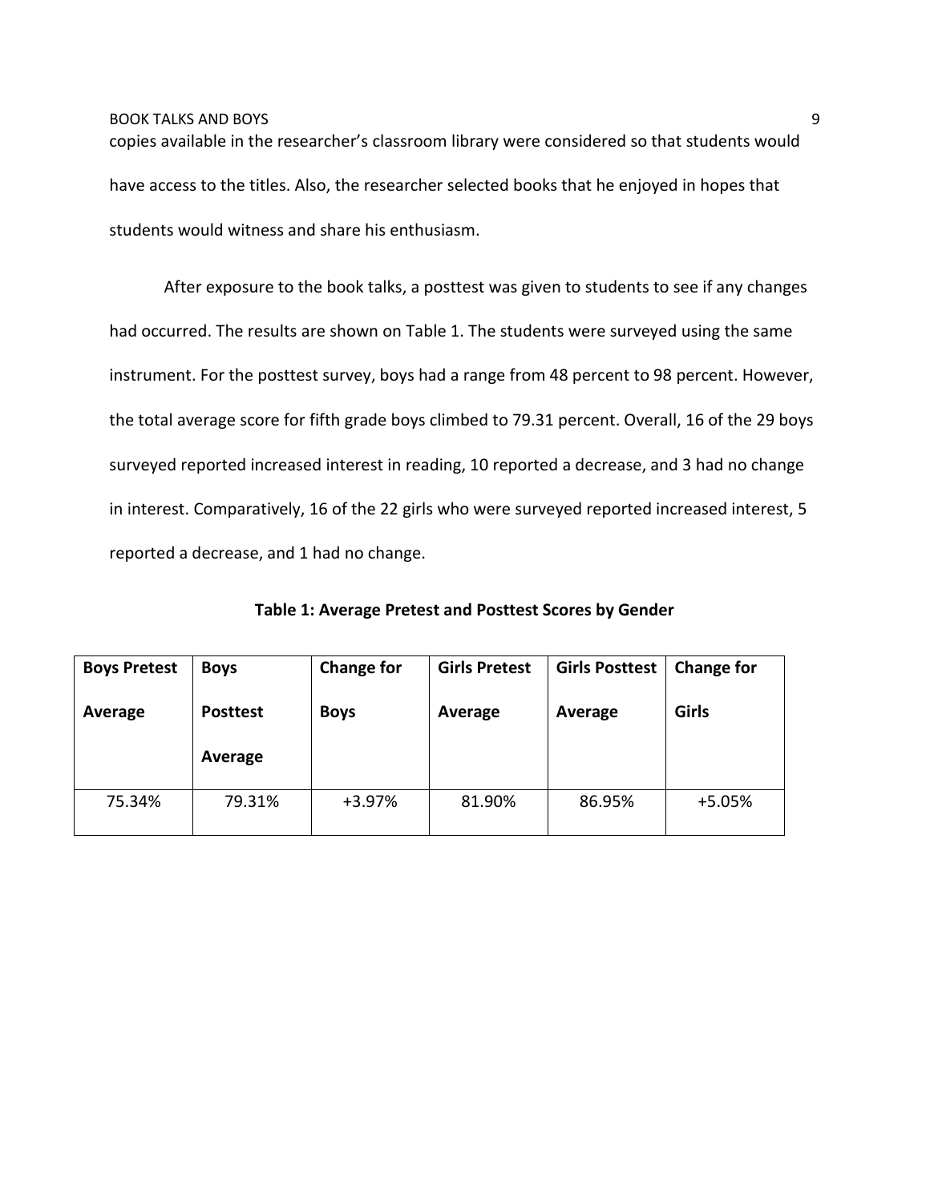copies available in the researcher's classroom library were considered so that students would have access to the titles. Also, the researcher selected books that he enjoyed in hopes that students would witness and share his enthusiasm.

After exposure to the book talks, a posttest was given to students to see if any changes had occurred. The results are shown on Table 1. The students were surveyed using the same instrument. For the posttest survey, boys had a range from 48 percent to 98 percent. However, the total average score for fifth grade boys climbed to 79.31 percent. Overall, 16 of the 29 boys surveyed reported increased interest in reading, 10 reported a decrease, and 3 had no change in interest. Comparatively, 16 of the 22 girls who were surveyed reported increased interest, 5 reported a decrease, and 1 had no change.

**Table 1: Average Pretest and Posttest Scores by Gender**

| Boys Pretest Average | Boys Posttest Average | Change for Boys | Girls Pretest Average | Girls Posttest Average | Change for Girls |
|---|---|---|---|---|---|
| 75.34% | 79.31% | +3.97% | 81.90% | 86.95% | +5.05% |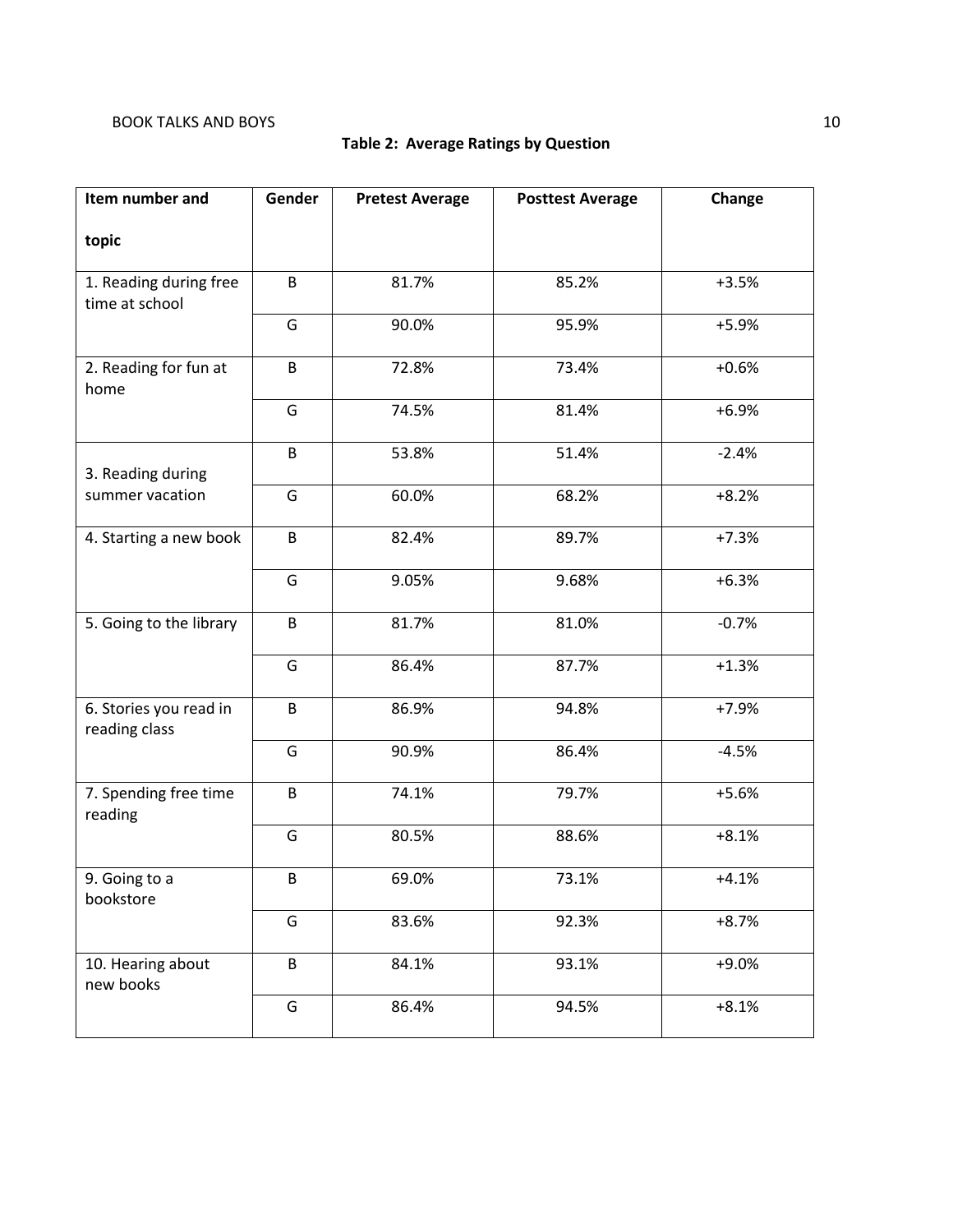**Table 2: Average Ratings by Question**

| Item number and topic | Gender | Pretest Average | Posttest Average | Change |
|---|---|---|---|---|
| 1. Reading during free time at school | B | 81.7% | 85.2% | +3.5% |
| | G | 90.0% | 95.9% | +5.9% |
| 2. Reading for fun at home | B | 72.8% | 73.4% | +0.6% |
| | G | 74.5% | 81.4% | +6.9% |
| 3. Reading during summer vacation | B | 53.8% | 51.4% | -2.4% |
| | G | 60.0% | 68.2% | +8.2% |
| 4. Starting a new book | B | 82.4% | 89.7% | +7.3% |
| | G | 9.05% | 9.68% | +6.3% |
| 5. Going to the library | B | 81.7% | 81.0% | -0.7% |
| | G | 86.4% | 87.7% | +1.3% |
| 6. Stories you read in reading class | B | 86.9% | 94.8% | +7.9% |
| | G | 90.9% | 86.4% | -4.5% |
| 7. Spending free time reading | B | 74.1% | 79.7% | +5.6% |
| | G | 80.5% | 88.6% | +8.1% |
| 9. Going to a bookstore | B | 69.0% | 73.1% | +4.1% |
| | G | 83.6% | 92.3% | +8.7% |
| 10. Hearing about new books | B | 84.1% | 93.1% | +9.0% |
| | G | 86.4% | 94.5% | +8.1% |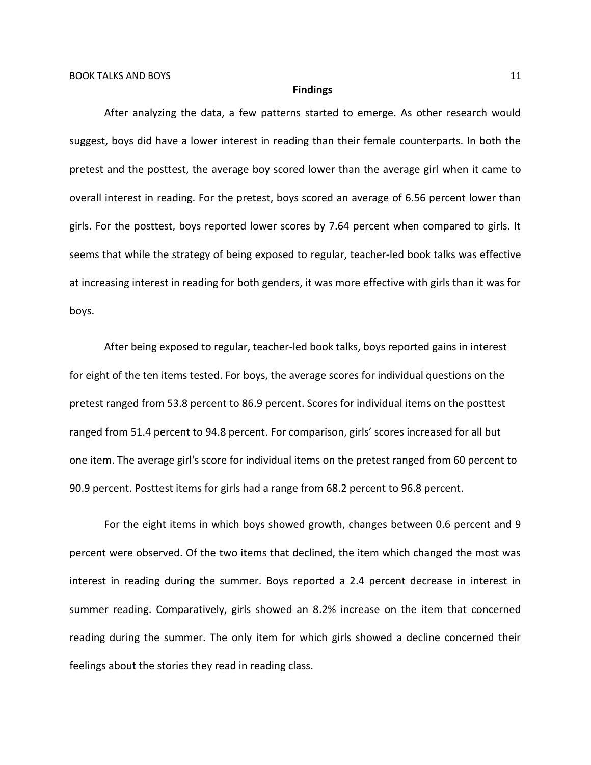## Findings

After analyzing the data, a few patterns started to emerge. As other research would suggest, boys did have a lower interest in reading than their female counterparts. In both the pretest and the posttest, the average boy scored lower than the average girl when it came to overall interest in reading. For the pretest, boys scored an average of 6.56 percent lower than girls. For the posttest, boys reported lower scores by 7.64 percent when compared to girls. It seems that while the strategy of being exposed to regular, teacher-led book talks was effective at increasing interest in reading for both genders, it was more effective with girls than it was for boys.

After being exposed to regular, teacher-led book talks, boys reported gains in interest for eight of the ten items tested. For boys, the average scores for individual questions on the pretest ranged from 53.8 percent to 86.9 percent. Scores for individual items on the posttest ranged from 51.4 percent to 94.8 percent. For comparison, girls' scores increased for all but one item. The average girl's score for individual items on the pretest ranged from 60 percent to 90.9 percent. Posttest items for girls had a range from 68.2 percent to 96.8 percent.

For the eight items in which boys showed growth, changes between 0.6 percent and 9 percent were observed. Of the two items that declined, the item which changed the most was interest in reading during the summer. Boys reported a 2.4 percent decrease in interest in summer reading. Comparatively, girls showed an 8.2% increase on the item that concerned reading during the summer. The only item for which girls showed a decline concerned their feelings about the stories they read in reading class.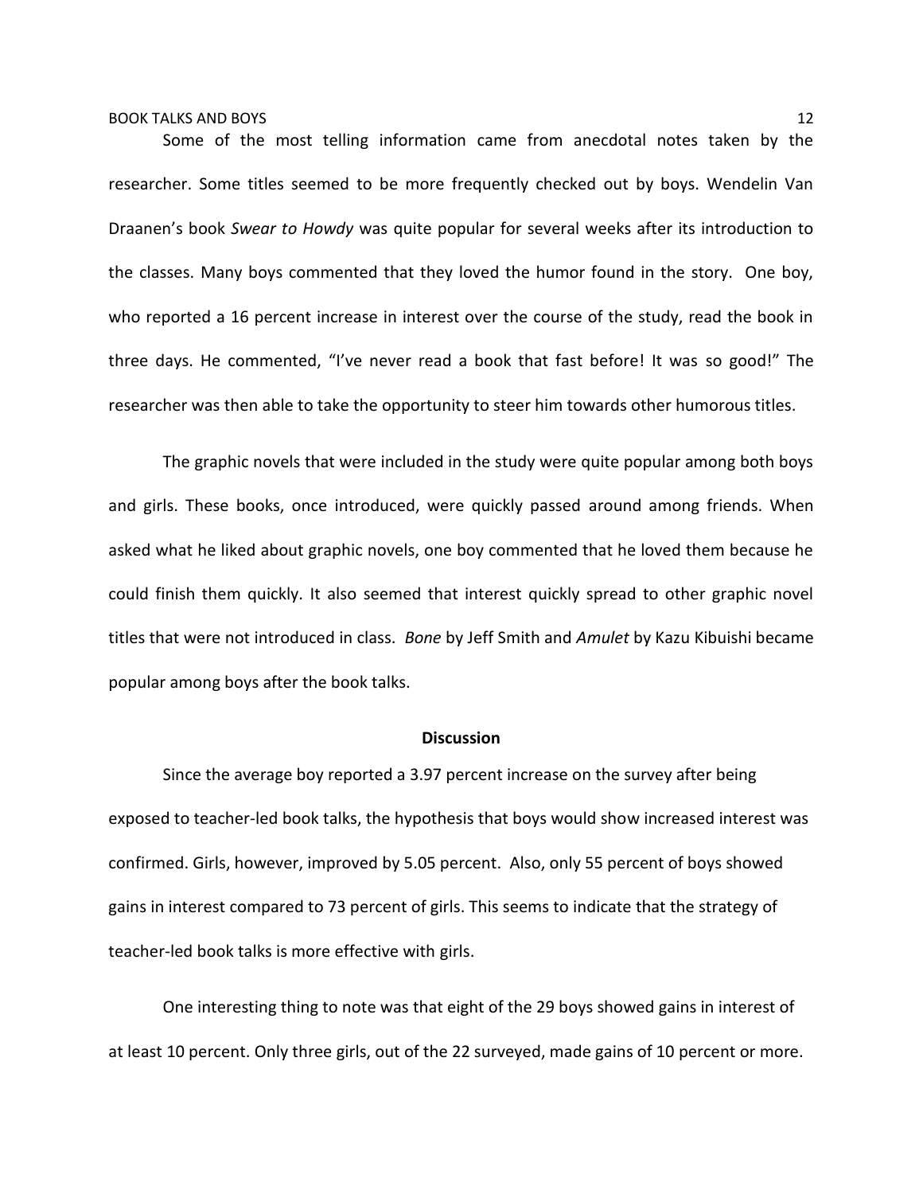Some of the most telling information came from anecdotal notes taken by the researcher. Some titles seemed to be more frequently checked out by boys. Wendelin Van Draanen's book *Swear to Howdy* was quite popular for several weeks after its introduction to the classes. Many boys commented that they loved the humor found in the story. One boy, who reported a 16 percent increase in interest over the course of the study, read the book in three days. He commented, "I've never read a book that fast before! It was so good!" The researcher was then able to take the opportunity to steer him towards other humorous titles.

The graphic novels that were included in the study were quite popular among both boys and girls. These books, once introduced, were quickly passed around among friends. When asked what he liked about graphic novels, one boy commented that he loved them because he could finish them quickly. It also seemed that interest quickly spread to other graphic novel titles that were not introduced in class. *Bone* by Jeff Smith and *Amulet* by Kazu Kibuishi became popular among boys after the book talks.

## Discussion

Since the average boy reported a 3.97 percent increase on the survey after being exposed to teacher-led book talks, the hypothesis that boys would show increased interest was confirmed. Girls, however, improved by 5.05 percent. Also, only 55 percent of boys showed gains in interest compared to 73 percent of girls. This seems to indicate that the strategy of teacher-led book talks is more effective with girls.

One interesting thing to note was that eight of the 29 boys showed gains in interest of at least 10 percent. Only three girls, out of the 22 surveyed, made gains of 10 percent or more.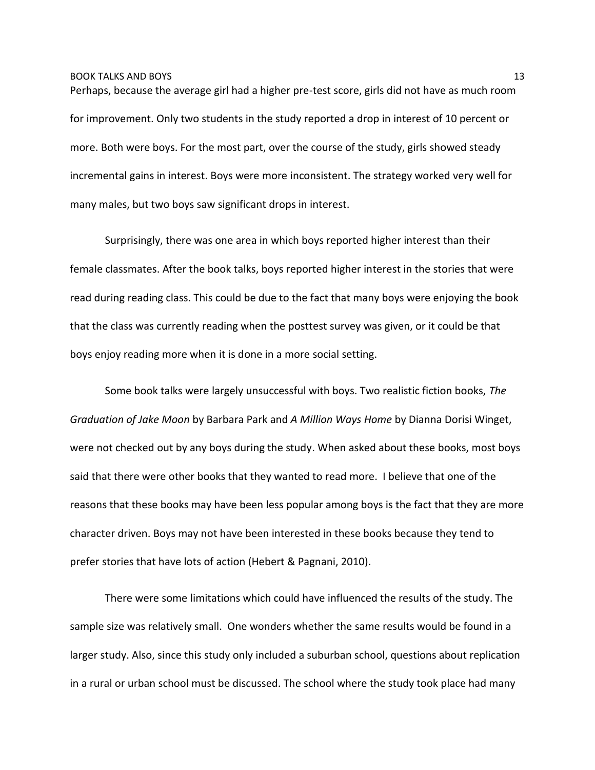Perhaps, because the average girl had a higher pre-test score, girls did not have as much room for improvement. Only two students in the study reported a drop in interest of 10 percent or more. Both were boys. For the most part, over the course of the study, girls showed steady incremental gains in interest. Boys were more inconsistent. The strategy worked very well for many males, but two boys saw significant drops in interest.

Surprisingly, there was one area in which boys reported higher interest than their female classmates. After the book talks, boys reported higher interest in the stories that were read during reading class. This could be due to the fact that many boys were enjoying the book that the class was currently reading when the posttest survey was given, or it could be that boys enjoy reading more when it is done in a more social setting.

Some book talks were largely unsuccessful with boys. Two realistic fiction books, *The Graduation of Jake Moon* by Barbara Park and *A Million Ways Home* by Dianna Dorisi Winget, were not checked out by any boys during the study. When asked about these books, most boys said that there were other books that they wanted to read more. I believe that one of the reasons that these books may have been less popular among boys is the fact that they are more character driven. Boys may not have been interested in these books because they tend to prefer stories that have lots of action (Hebert & Pagnani, 2010).

There were some limitations which could have influenced the results of the study. The sample size was relatively small. One wonders whether the same results would be found in a larger study. Also, since this study only included a suburban school, questions about replication in a rural or urban school must be discussed. The school where the study took place had many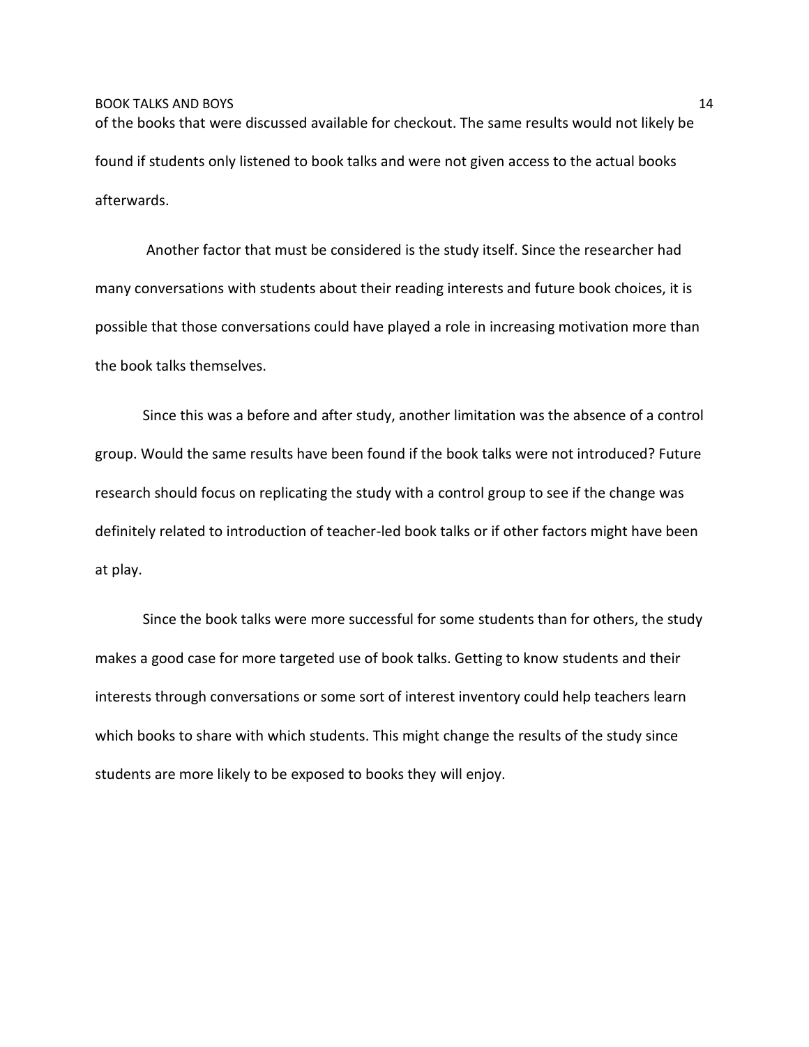of the books that were discussed available for checkout. The same results would not likely be found if students only listened to book talks and were not given access to the actual books afterwards.

Another factor that must be considered is the study itself. Since the researcher had many conversations with students about their reading interests and future book choices, it is possible that those conversations could have played a role in increasing motivation more than the book talks themselves.

Since this was a before and after study, another limitation was the absence of a control group. Would the same results have been found if the book talks were not introduced? Future research should focus on replicating the study with a control group to see if the change was definitely related to introduction of teacher-led book talks or if other factors might have been at play.

Since the book talks were more successful for some students than for others, the study makes a good case for more targeted use of book talks. Getting to know students and their interests through conversations or some sort of interest inventory could help teachers learn which books to share with which students. This might change the results of the study since students are more likely to be exposed to books they will enjoy.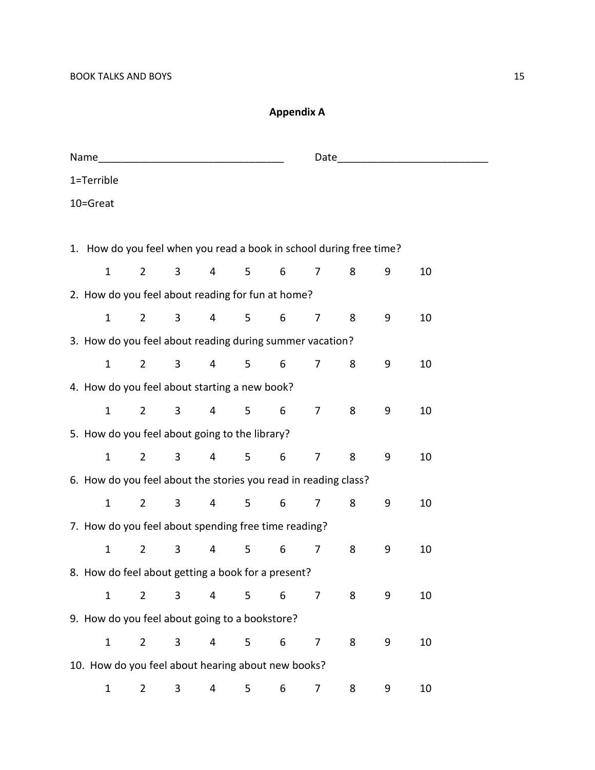## Appendix A

Name________________________________ Date__________________________

1=Terrible

10=Great

1. How do you feel when you read a book in school during free time?

   1 2 3 4 5 6 7 8 9 10

2. How do you feel about reading for fun at home?

   1 2 3 4 5 6 7 8 9 10

3. How do you feel about reading during summer vacation?

   1 2 3 4 5 6 7 8 9 10

4. How do you feel about starting a new book?

   1 2 3 4 5 6 7 8 9 10

5. How do you feel about going to the library?

   1 2 3 4 5 6 7 8 9 10

6. How do you feel about the stories you read in reading class?

   1 2 3 4 5 6 7 8 9 10

7. How do you feel about spending free time reading?

   1 2 3 4 5 6 7 8 9 10

8. How do feel about getting a book for a present?

   1 2 3 4 5 6 7 8 9 10

9. How do you feel about going to a bookstore?

   1 2 3 4 5 6 7 8 9 10

10. How do you feel about hearing about new books?

    1 2 3 4 5 6 7 8 9 10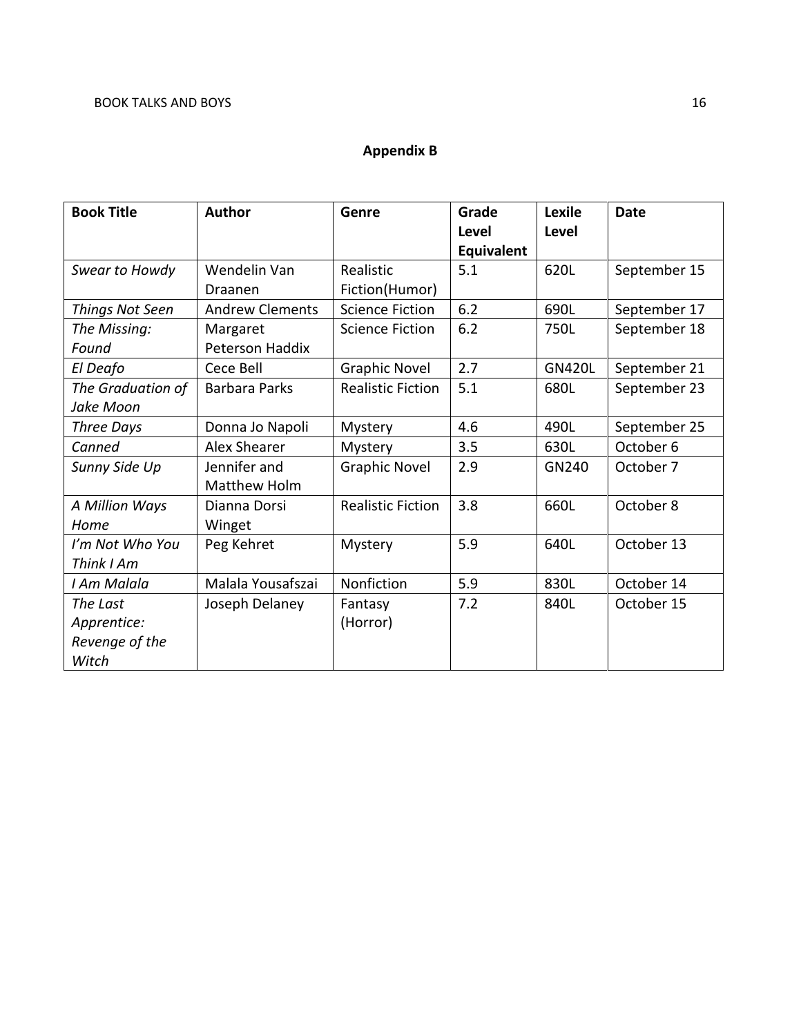# Appendix B

| Book Title | Author | Genre | Grade Level Equivalent | Lexile Level | Date |
|---|---|---|---|---|---|
| *Swear to Howdy* | Wendelin Van Draanen | Realistic Fiction(Humor) | 5.1 | 620L | September 15 |
| *Things Not Seen* | Andrew Clements | Science Fiction | 6.2 | 690L | September 17 |
| *The Missing: Found* | Margaret Peterson Haddix | Science Fiction | 6.2 | 750L | September 18 |
| *El Deafo* | Cece Bell | Graphic Novel | 2.7 | GN420L | September 21 |
| *The Graduation of Jake Moon* | Barbara Parks | Realistic Fiction | 5.1 | 680L | September 23 |
| *Three Days* | Donna Jo Napoli | Mystery | 4.6 | 490L | September 25 |
| *Canned* | Alex Shearer | Mystery | 3.5 | 630L | October 6 |
| *Sunny Side Up* | Jennifer and Matthew Holm | Graphic Novel | 2.9 | GN240 | October 7 |
| *A Million Ways Home* | Dianna Dorsi Winget | Realistic Fiction | 3.8 | 660L | October 8 |
| *I'm Not Who You Think I Am* | Peg Kehret | Mystery | 5.9 | 640L | October 13 |
| *I Am Malala* | Malala Yousafszai | Nonfiction | 5.9 | 830L | October 14 |
| *The Last Apprentice: Revenge of the Witch* | Joseph Delaney | Fantasy (Horror) | 7.2 | 840L | October 15 |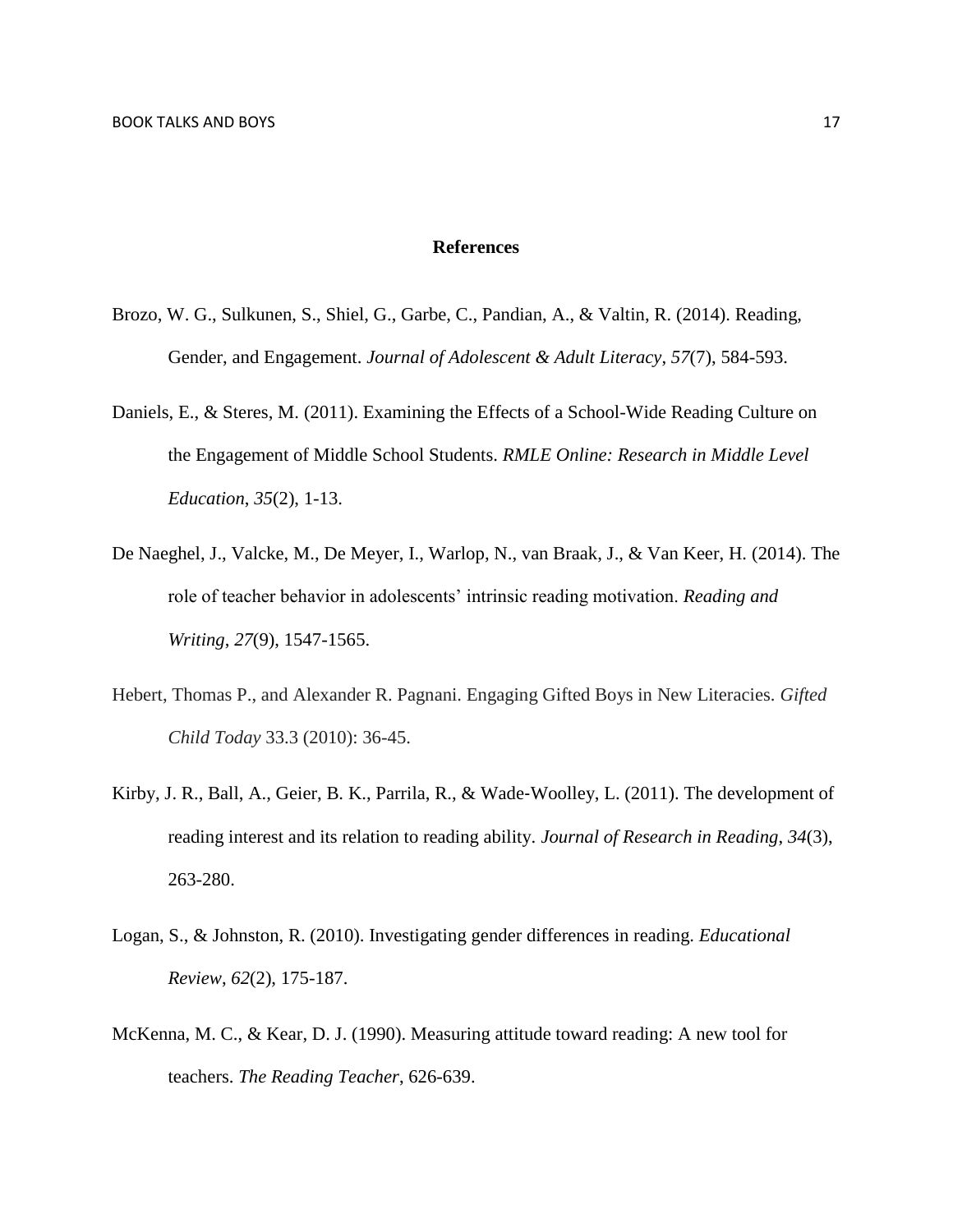# References

Brozo, W. G., Sulkunen, S., Shiel, G., Garbe, C., Pandian, A., & Valtin, R. (2014). Reading, Gender, and Engagement. *Journal of Adolescent & Adult Literacy*, *57*(7), 584-593.

Daniels, E., & Steres, M. (2011). Examining the Effects of a School-Wide Reading Culture on the Engagement of Middle School Students. *RMLE Online: Research in Middle Level Education*, *35*(2), 1-13.

De Naeghel, J., Valcke, M., De Meyer, I., Warlop, N., van Braak, J., & Van Keer, H. (2014). The role of teacher behavior in adolescents' intrinsic reading motivation. *Reading and Writing*, *27*(9), 1547-1565.

Hebert, Thomas P., and Alexander R. Pagnani. Engaging Gifted Boys in New Literacies. *Gifted Child Today* 33.3 (2010): 36-45.

Kirby, J. R., Ball, A., Geier, B. K., Parrila, R., & Wade‐Woolley, L. (2011). The development of reading interest and its relation to reading ability. *Journal of Research in Reading*, *34*(3), 263-280.

Logan, S., & Johnston, R. (2010). Investigating gender differences in reading. *Educational Review*, *62*(2), 175-187.

McKenna, M. C., & Kear, D. J. (1990). Measuring attitude toward reading: A new tool for teachers. *The Reading Teacher*, 626-639.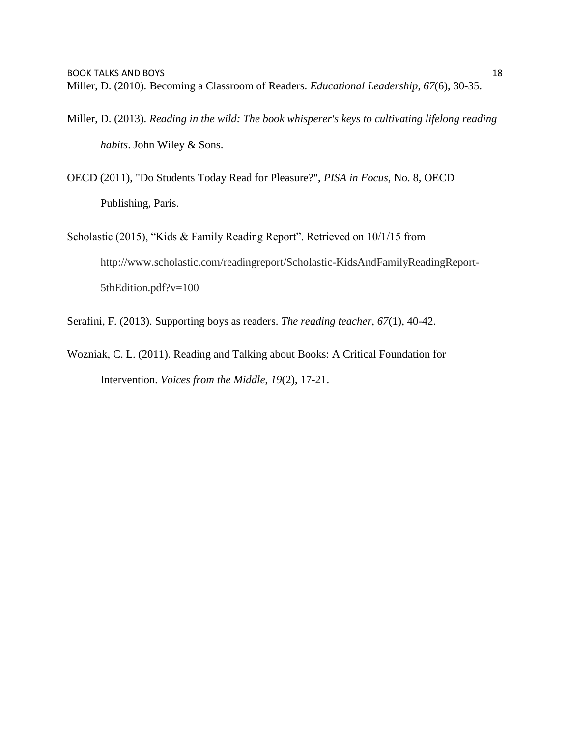Miller, D. (2010). Becoming a Classroom of Readers. *Educational Leadership*, *67*(6), 30-35.

Miller, D. (2013). *Reading in the wild: The book whisperer's keys to cultivating lifelong reading habits*. John Wiley & Sons.

OECD (2011), "Do Students Today Read for Pleasure?", *PISA in Focus*, No. 8, OECD Publishing, Paris.

Scholastic (2015), "Kids & Family Reading Report". Retrieved on 10/1/15 from http://www.scholastic.com/readingreport/Scholastic-KidsAndFamilyReadingReport-5thEdition.pdf?v=100

Serafini, F. (2013). Supporting boys as readers. *The reading teacher*, *67*(1), 40-42.

Wozniak, C. L. (2011). Reading and Talking about Books: A Critical Foundation for Intervention. *Voices from the Middle*, *19*(2), 17-21.